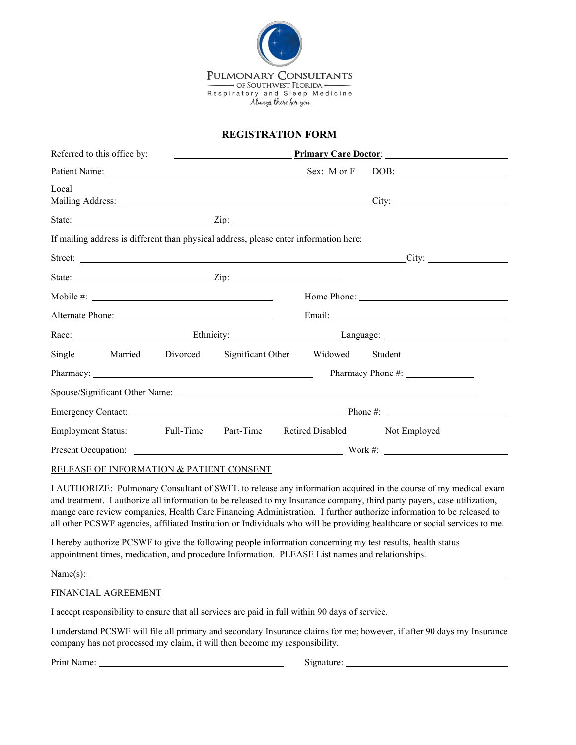PULMONARY CONSULTANTS
OF SOUTHWEST FLORIDA
Respiratory and Sleep Medicine
*Always there for you.*

# REGISTRATION FORM

Referred to this office by: ______________________ **Primary Care Doctor**: ______________________

Patient Name: ________________________________________ Sex: M or F DOB: ______________________

Local
Mailing Address: ________________________________________ City: ______________________

State: ____________________ Zip: ____________________

If mailing address is different than physical address, please enter information here:

Street: ________________________________________ City: ______________

State: ____________________ Zip: ____________________

Mobile #: ______________________________ Home Phone: ______________________________

Alternate Phone: ______________________________ Email: ______________________________

Race: ____________________ Ethnicity: ____________________ Language: ____________________

Single Married Divorced Significant Other Widowed Student

Pharmacy: ______________________________ Pharmacy Phone #: ______________

Spouse/Significant Other Name: ____________________________________________________________

Emergency Contact: ______________________________ Phone #: ______________________

Employment Status: Full-Time Part-Time Retired Disabled Not Employed

Present Occupation: ______________________________ Work #: ______________________

RELEASE OF INFORMATION & PATIENT CONSENT

I AUTHORIZE: Pulmonary Consultant of SWFL to release any information acquired in the course of my medical exam and treatment. I authorize all information to be released to my Insurance company, third party payers, case utilization, mange care review companies, Health Care Financing Administration. I further authorize information to be released to all other PCSWF agencies, affiliated Institution or Individuals who will be providing healthcare or social services to me.

I hereby authorize PCSWF to give the following people information concerning my test results, health status appointment times, medication, and procedure Information. PLEASE List names and relationships.

Name(s): ____________________________________________________________________________

FINANCIAL AGREEMENT

I accept responsibility to ensure that all services are paid in full within 90 days of service.

I understand PCSWF will file all primary and secondary Insurance claims for me; however, if after 90 days my Insurance company has not processed my claim, it will then become my responsibility.

Print Name: ______________________________ Signature: ______________________________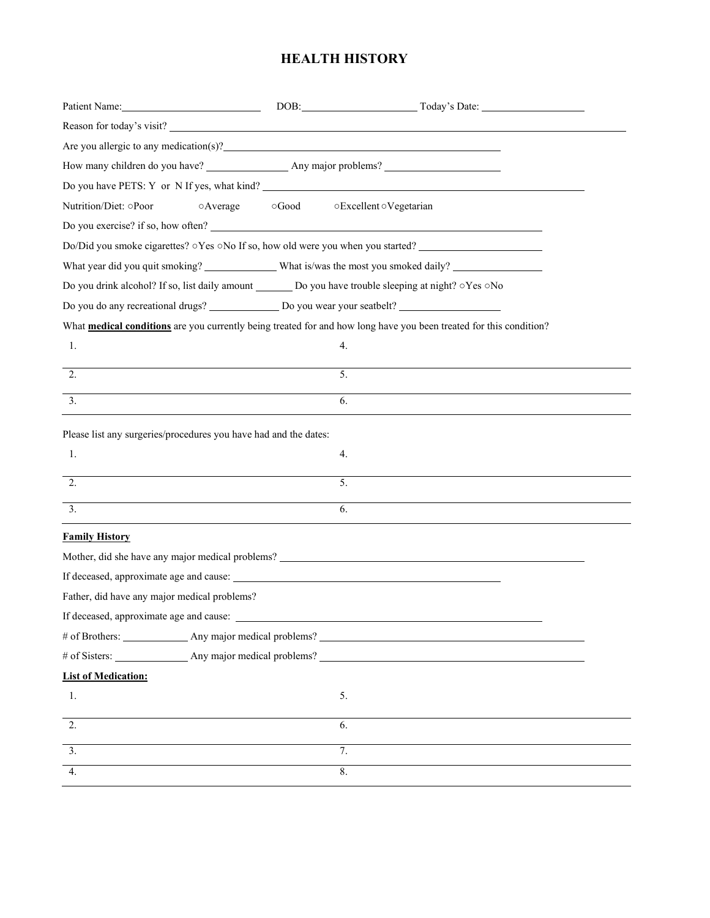# HEALTH HISTORY

Patient Name: ____________________ DOB: ____________________ Today's Date: ____________________

Reason for today's visit? ____________________

Are you allergic to any medication(s)? ____________________

How many children do you have? ____________ Any major problems? ____________________

Do you have PETS: Y or N If yes, what kind? ____________________

Nutrition/Diet: ○Poor ○Average ○Good ○Excellent ○Vegetarian

Do you exercise? if so, how often? ____________________

Do/Did you smoke cigarettes? ○Yes ○No If so, how old were you when you started? ____________________

What year did you quit smoking? ____________ What is/was the most you smoked daily? ____________

Do you drink alcohol? If so, list daily amount ________ Do you have trouble sleeping at night? ○Yes ○No

Do you do any recreational drugs? ____________ Do you wear your seatbelt? ____________

What **medical conditions** are you currently being treated for and how long have you been treated for this condition?

| | |
|---|---|
| 1. | 4. |
| 2. | 5. |
| 3. | 6. |

Please list any surgeries/procedures you have had and the dates:

| | |
|---|---|
| 1. | 4. |
| 2. | 5. |
| 3. | 6. |

**Family History**

Mother, did she have any major medical problems? ____________________

If deceased, approximate age and cause: ____________________

Father, did have any major medical problems?

If deceased, approximate age and cause: ____________________

# of Brothers: ____________ Any major medical problems? ____________________

# of Sisters: ____________ Any major medical problems? ____________________

**List of Medication:**

| | |
|---|---|
| 1. | 5. |
| 2. | 6. |
| 3. | 7. |
| 4. | 8. |